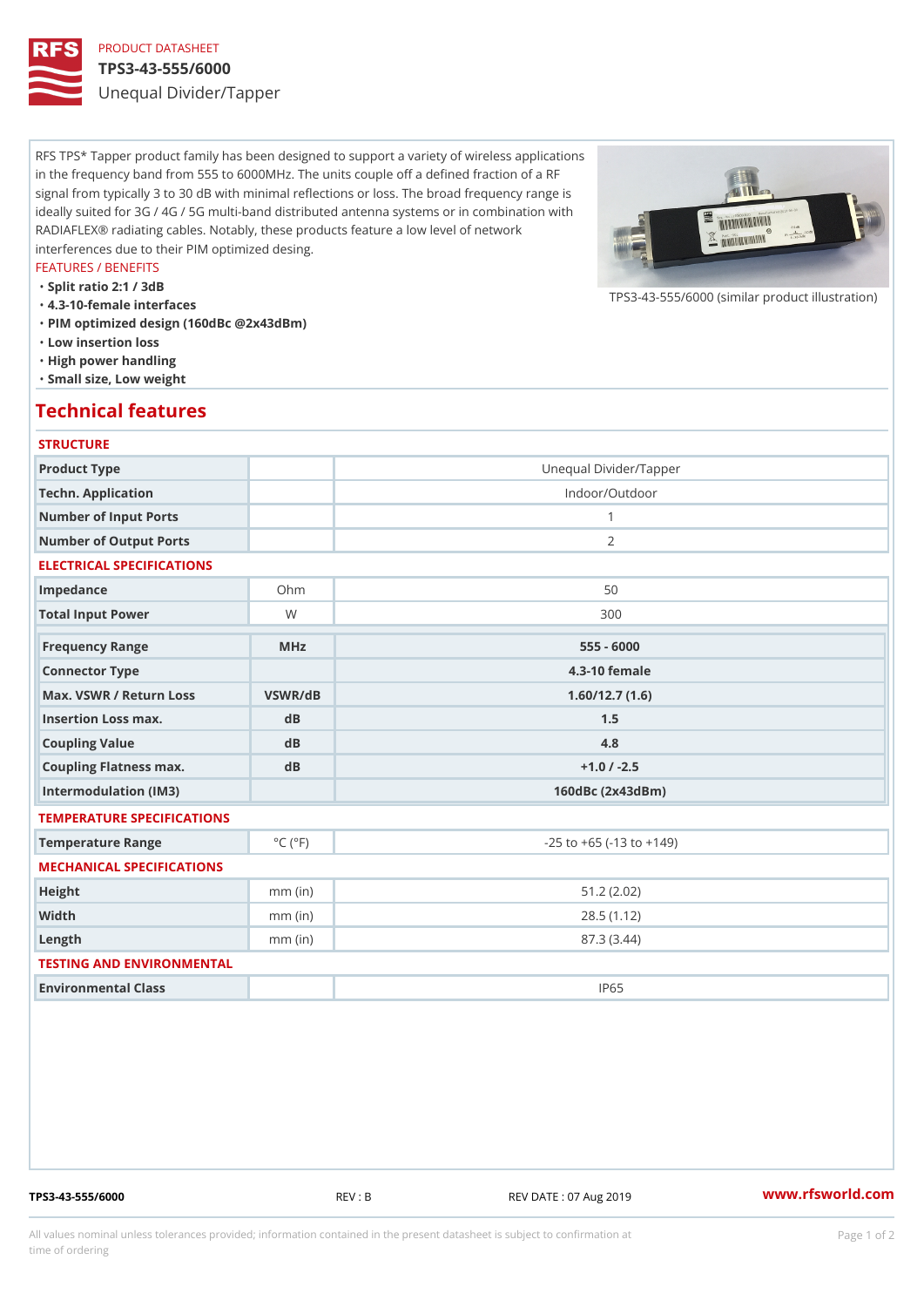PRODUCT DATASHEET

# TPS3-43-555/6000

Unequal Divider/Tapper

RFS TPS* Tapper product family has been designed to support a variety of wireless applications in the frequency band from 555 to 6000MHz. The units couple off a defined fraction of a RF signal from typically 3 to 30 dB with minimal reflections or loss. The broad frequency range is ideally suited for 3G / 4G / 5G multi-band distributed antenna systems or in combination with RADIAFLEX® radiating cables. Notably, these products feature a low level of network interferences due to their PIM optimized desing.

TPS3-43-555/6000 (similar product illustration)

FEATURES / BENEFITS

- Split ratio 2:1 / 3dB
- 4.3-10-female interfaces
- PIM optimized design (160dBc @2x43dBm)
- Low insertion loss
- High power handling
- Small size, Low weight

## Technical features

### STRUCTURE

| | | |
|---|---|---|
| Product Type | | Unequal Divider/Tapper |
| Techn. Application | | Indoor/Outdoor |
| Number of Input Ports | | 1 |
| Number of Output Ports | | 2 |

### ELECTRICAL SPECIFICATIONS

| | | |
|---|---|---|
| Impedance | Ohm | 50 |
| Total Input Power | W | 300 |
| Frequency Range | MHz | 555 - 6000 |
| Connector Type | | 4.3-10 female |
| Max. VSWR / Return Loss | VSWR/dB | 1.60/12.7 (1.6) |
| Insertion Loss max. | dB | 1.5 |
| Coupling Value | dB | 4.8 |
| Coupling Flatness max. | dB | +1.0 / -2.5 |
| Intermodulation (IM3) | | 160dBc (2x43dBm) |

### TEMPERATURE SPECIFICATIONS

| | | |
|---|---|---|
| Temperature Range | °C (°F) | -25 to +65 (-13 to +149) |

### MECHANICAL SPECIFICATIONS

| | | |
|---|---|---|
| Height | mm (in) | 51.2 (2.02) |
| Width | mm (in) | 28.5 (1.12) |
| Length | mm (in) | 87.3 (3.44) |

### TESTING AND ENVIRONMENTAL

| | | |
|---|---|---|
| Environmental Class | | IP65 |

TPS3-43-555/6000 REV : B REV DATE : 07 Aug 2019 www.rfsworld.com

All values nominal unless tolerances provided; information contained in the present datasheet is subject to confirmation at time of ordering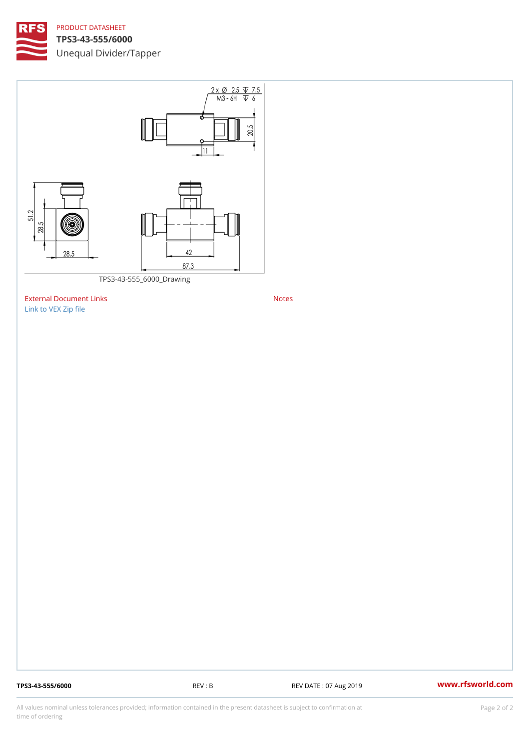PRODUCT DATASHEET

# TPS3-43-555/6000

Unequal Divider/Tapper

2 x Ø 2.5 ⟂ 7.5
M3 - 6H ⟂ 6

20.5

11

51.2

28.5

28.5

42

87.3

TPS3-43-555_6000_Drawing

External Document Links

Link to VEX Zip file

Notes

TPS3-43-555/6000 REV : B REV DATE : 07 Aug 2019 www.rfsworld.com

All values nominal unless tolerances provided; information contained in the present datasheet is subject to confirmation at time of ordering